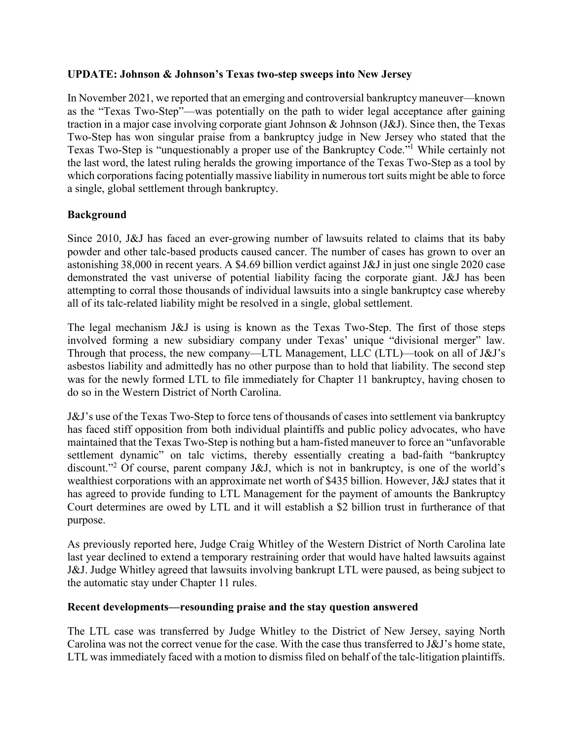**UPDATE: Johnson & Johnson's Texas two-step sweeps into New Jersey**

In November 2021, we reported that an emerging and controversial bankruptcy maneuver—known as the "Texas Two-Step"—was potentially on the path to wider legal acceptance after gaining traction in a major case involving corporate giant Johnson & Johnson (J&J). Since then, the Texas Two-Step has won singular praise from a bankruptcy judge in New Jersey who stated that the Texas Two-Step is "unquestionably a proper use of the Bankruptcy Code."[1] While certainly not the last word, the latest ruling heralds the growing importance of the Texas Two-Step as a tool by which corporations facing potentially massive liability in numerous tort suits might be able to force a single, global settlement through bankruptcy.

**Background**

Since 2010, J&J has faced an ever-growing number of lawsuits related to claims that its baby powder and other talc-based products caused cancer. The number of cases has grown to over an astonishing 38,000 in recent years. A $4.69 billion verdict against J&J in just one single 2020 case demonstrated the vast universe of potential liability facing the corporate giant. J&J has been attempting to corral those thousands of individual lawsuits into a single bankruptcy case whereby all of its talc-related liability might be resolved in a single, global settlement.

The legal mechanism J&J is using is known as the Texas Two-Step. The first of those steps involved forming a new subsidiary company under Texas' unique "divisional merger" law. Through that process, the new company—LTL Management, LLC (LTL)—took on all of J&J's asbestos liability and admittedly has no other purpose than to hold that liability. The second step was for the newly formed LTL to file immediately for Chapter 11 bankruptcy, having chosen to do so in the Western District of North Carolina.

J&J's use of the Texas Two-Step to force tens of thousands of cases into settlement via bankruptcy has faced stiff opposition from both individual plaintiffs and public policy advocates, who have maintained that the Texas Two-Step is nothing but a ham-fisted maneuver to force an "unfavorable settlement dynamic" on talc victims, thereby essentially creating a bad-faith "bankruptcy discount."[2] Of course, parent company J&J, which is not in bankruptcy, is one of the world's wealthiest corporations with an approximate net worth of $435 billion. However, J&J states that it has agreed to provide funding to LTL Management for the payment of amounts the Bankruptcy Court determines are owed by LTL and it will establish a $2 billion trust in furtherance of that purpose.

As previously reported here, Judge Craig Whitley of the Western District of North Carolina late last year declined to extend a temporary restraining order that would have halted lawsuits against J&J. Judge Whitley agreed that lawsuits involving bankrupt LTL were paused, as being subject to the automatic stay under Chapter 11 rules.

**Recent developments—resounding praise and the stay question answered**

The LTL case was transferred by Judge Whitley to the District of New Jersey, saying North Carolina was not the correct venue for the case. With the case thus transferred to J&J's home state, LTL was immediately faced with a motion to dismiss filed on behalf of the talc-litigation plaintiffs.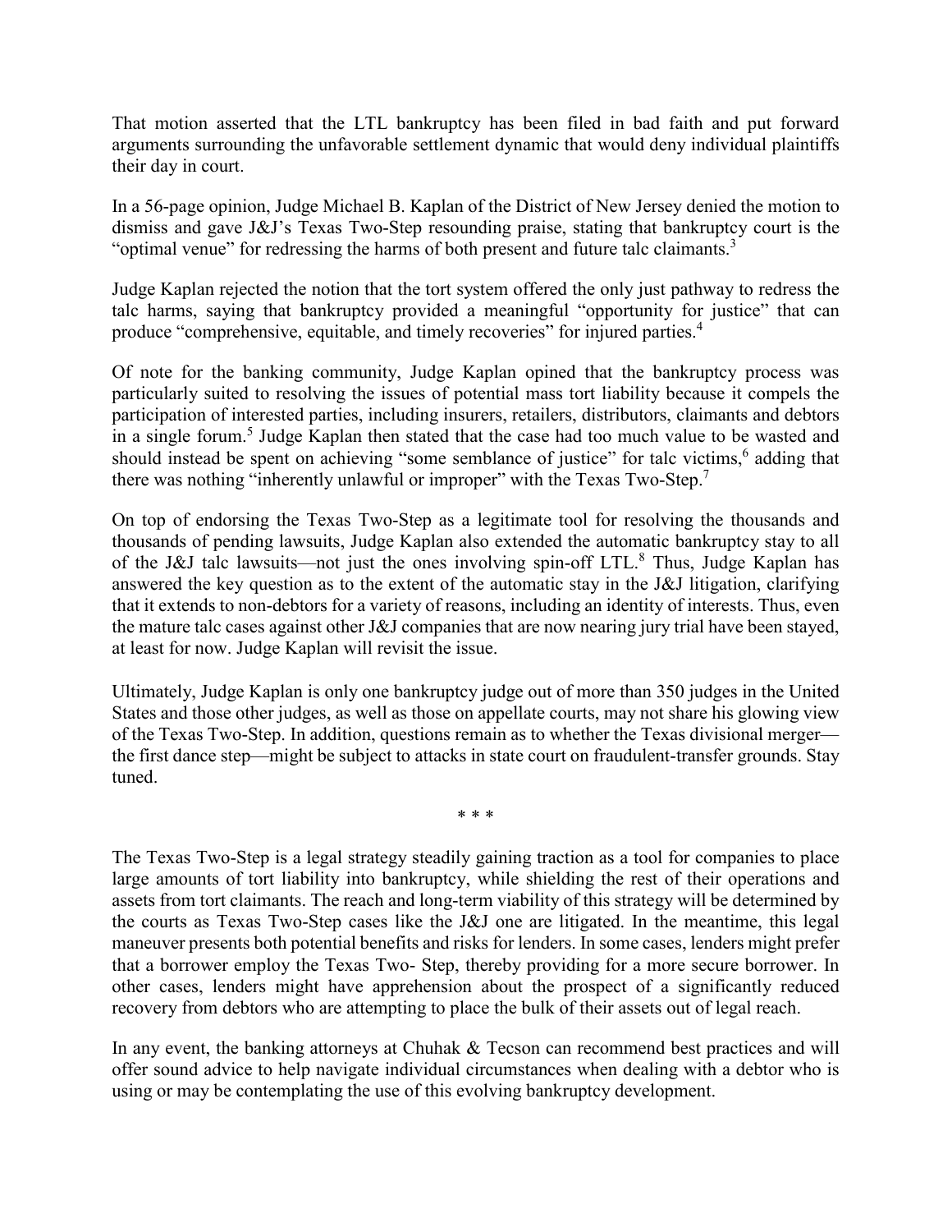That motion asserted that the LTL bankruptcy has been filed in bad faith and put forward arguments surrounding the unfavorable settlement dynamic that would deny individual plaintiffs their day in court.

In a 56-page opinion, Judge Michael B. Kaplan of the District of New Jersey denied the motion to dismiss and gave J&J's Texas Two-Step resounding praise, stating that bankruptcy court is the "optimal venue" for redressing the harms of both present and future talc claimants.[3]

Judge Kaplan rejected the notion that the tort system offered the only just pathway to redress the talc harms, saying that bankruptcy provided a meaningful "opportunity for justice" that can produce "comprehensive, equitable, and timely recoveries" for injured parties.[4]

Of note for the banking community, Judge Kaplan opined that the bankruptcy process was particularly suited to resolving the issues of potential mass tort liability because it compels the participation of interested parties, including insurers, retailers, distributors, claimants and debtors in a single forum.[5] Judge Kaplan then stated that the case had too much value to be wasted and should instead be spent on achieving "some semblance of justice" for talc victims,[6] adding that there was nothing "inherently unlawful or improper" with the Texas Two-Step.[7]

On top of endorsing the Texas Two-Step as a legitimate tool for resolving the thousands and thousands of pending lawsuits, Judge Kaplan also extended the automatic bankruptcy stay to all of the J&J talc lawsuits—not just the ones involving spin-off LTL.[8] Thus, Judge Kaplan has answered the key question as to the extent of the automatic stay in the J&J litigation, clarifying that it extends to non-debtors for a variety of reasons, including an identity of interests. Thus, even the mature talc cases against other J&J companies that are now nearing jury trial have been stayed, at least for now. Judge Kaplan will revisit the issue.

Ultimately, Judge Kaplan is only one bankruptcy judge out of more than 350 judges in the United States and those other judges, as well as those on appellate courts, may not share his glowing view of the Texas Two-Step. In addition, questions remain as to whether the Texas divisional merger—the first dance step—might be subject to attacks in state court on fraudulent-transfer grounds. Stay tuned.

\* \* \*

The Texas Two-Step is a legal strategy steadily gaining traction as a tool for companies to place large amounts of tort liability into bankruptcy, while shielding the rest of their operations and assets from tort claimants. The reach and long-term viability of this strategy will be determined by the courts as Texas Two-Step cases like the J&J one are litigated. In the meantime, this legal maneuver presents both potential benefits and risks for lenders. In some cases, lenders might prefer that a borrower employ the Texas Two- Step, thereby providing for a more secure borrower. In other cases, lenders might have apprehension about the prospect of a significantly reduced recovery from debtors who are attempting to place the bulk of their assets out of legal reach.

In any event, the banking attorneys at Chuhak & Tecson can recommend best practices and will offer sound advice to help navigate individual circumstances when dealing with a debtor who is using or may be contemplating the use of this evolving bankruptcy development.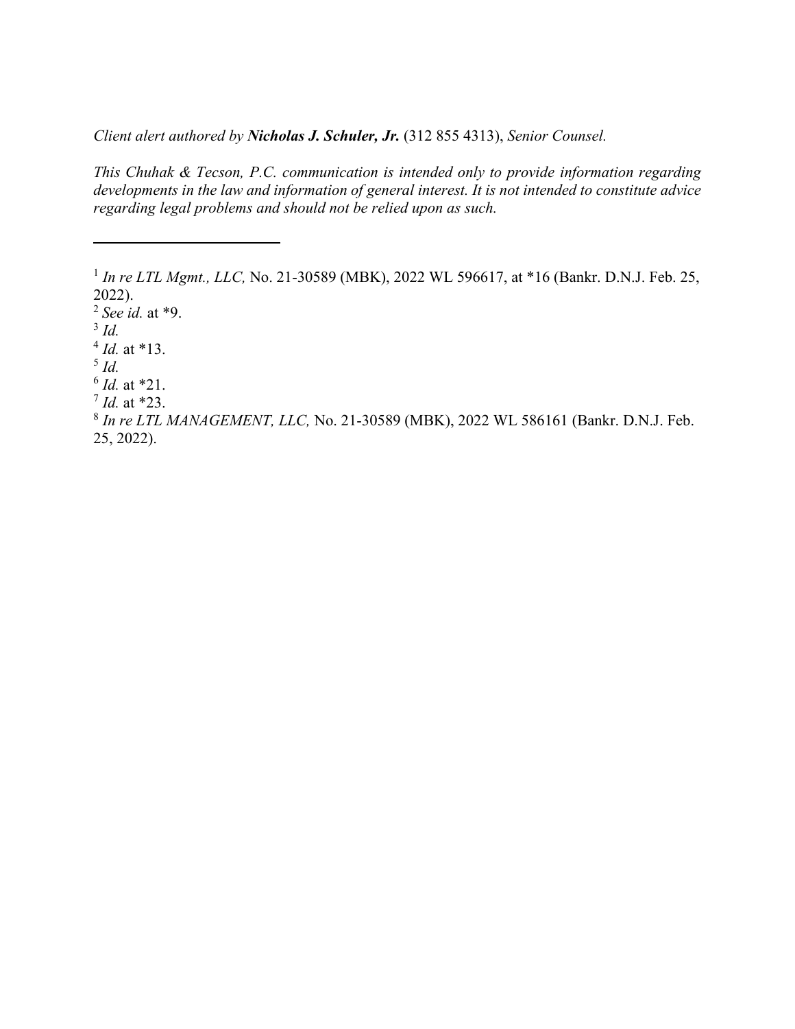*Client alert authored by* ***Nicholas J. Schuler, Jr.*** (312 855 4313), *Senior Counsel.*

*This Chuhak & Tecson, P.C. communication is intended only to provide information regarding developments in the law and information of general interest. It is not intended to constitute advice regarding legal problems and should not be relied upon as such.*

---

[1] *In re LTL Mgmt., LLC,* No. 21-30589 (MBK), 2022 WL 596617, at *16 (Bankr. D.N.J. Feb. 25, 2022).

[2] *See id.* at *9.

[3] *Id.*

[4] *Id.* at *13.

[5] *Id.*

[6] *Id.* at *21.

[7] *Id.* at *23.

[8] *In re LTL MANAGEMENT, LLC,* No. 21-30589 (MBK), 2022 WL 586161 (Bankr. D.N.J. Feb. 25, 2022).